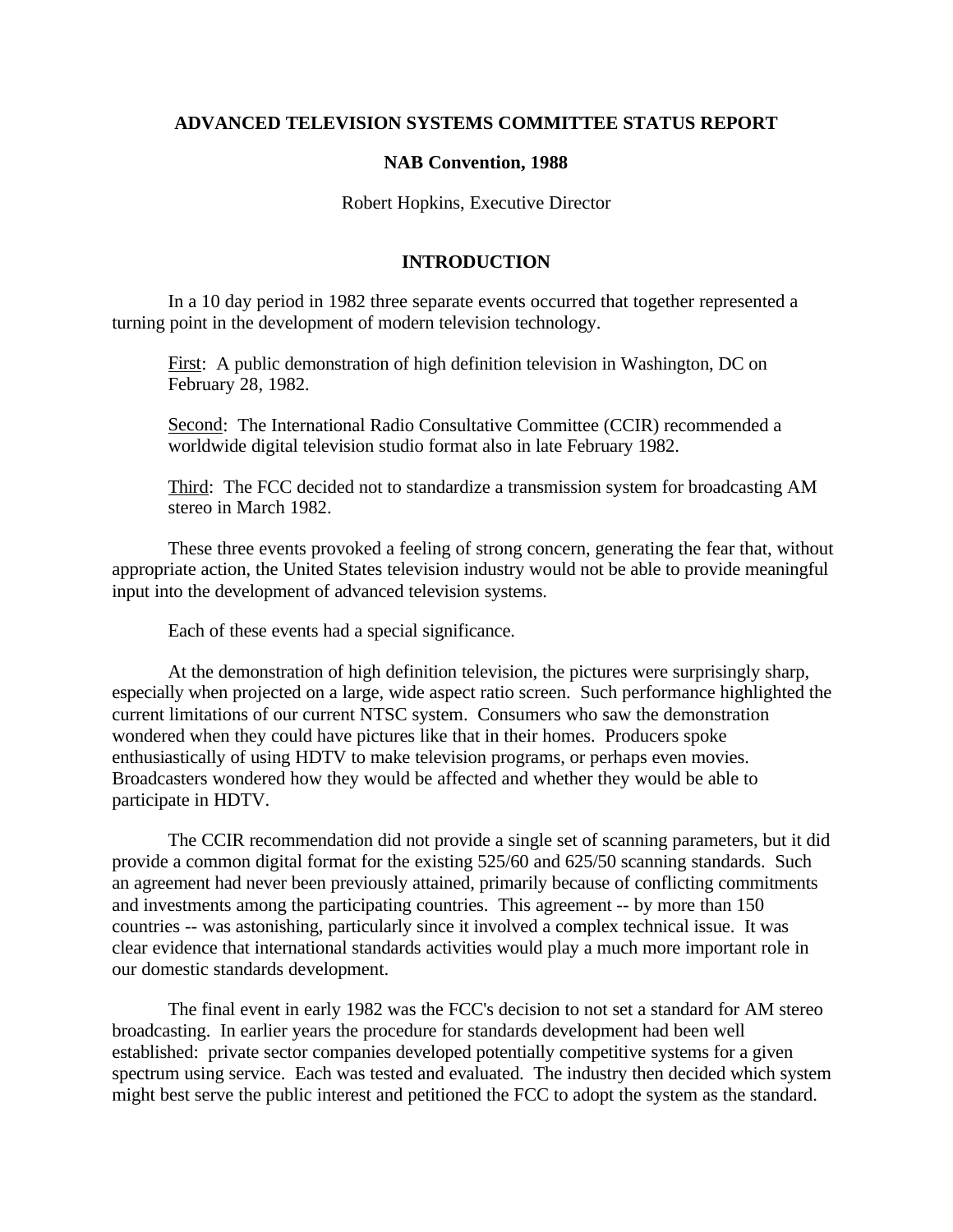# ADVANCED TELEVISION SYSTEMS COMMITTEE STATUS REPORT

**NAB Convention, 1988**

Robert Hopkins, Executive Director

## INTRODUCTION

In a 10 day period in 1982 three separate events occurred that together represented a turning point in the development of modern television technology.

First: A public demonstration of high definition television in Washington, DC on February 28, 1982.

Second: The International Radio Consultative Committee (CCIR) recommended a worldwide digital television studio format also in late February 1982.

Third: The FCC decided not to standardize a transmission system for broadcasting AM stereo in March 1982.

These three events provoked a feeling of strong concern, generating the fear that, without appropriate action, the United States television industry would not be able to provide meaningful input into the development of advanced television systems.

Each of these events had a special significance.

At the demonstration of high definition television, the pictures were surprisingly sharp, especially when projected on a large, wide aspect ratio screen. Such performance highlighted the current limitations of our current NTSC system. Consumers who saw the demonstration wondered when they could have pictures like that in their homes. Producers spoke enthusiastically of using HDTV to make television programs, or perhaps even movies. Broadcasters wondered how they would be affected and whether they would be able to participate in HDTV.

The CCIR recommendation did not provide a single set of scanning parameters, but it did provide a common digital format for the existing 525/60 and 625/50 scanning standards. Such an agreement had never been previously attained, primarily because of conflicting commitments and investments among the participating countries. This agreement -- by more than 150 countries -- was astonishing, particularly since it involved a complex technical issue. It was clear evidence that international standards activities would play a much more important role in our domestic standards development.

The final event in early 1982 was the FCC's decision to not set a standard for AM stereo broadcasting. In earlier years the procedure for standards development had been well established: private sector companies developed potentially competitive systems for a given spectrum using service. Each was tested and evaluated. The industry then decided which system might best serve the public interest and petitioned the FCC to adopt the system as the standard.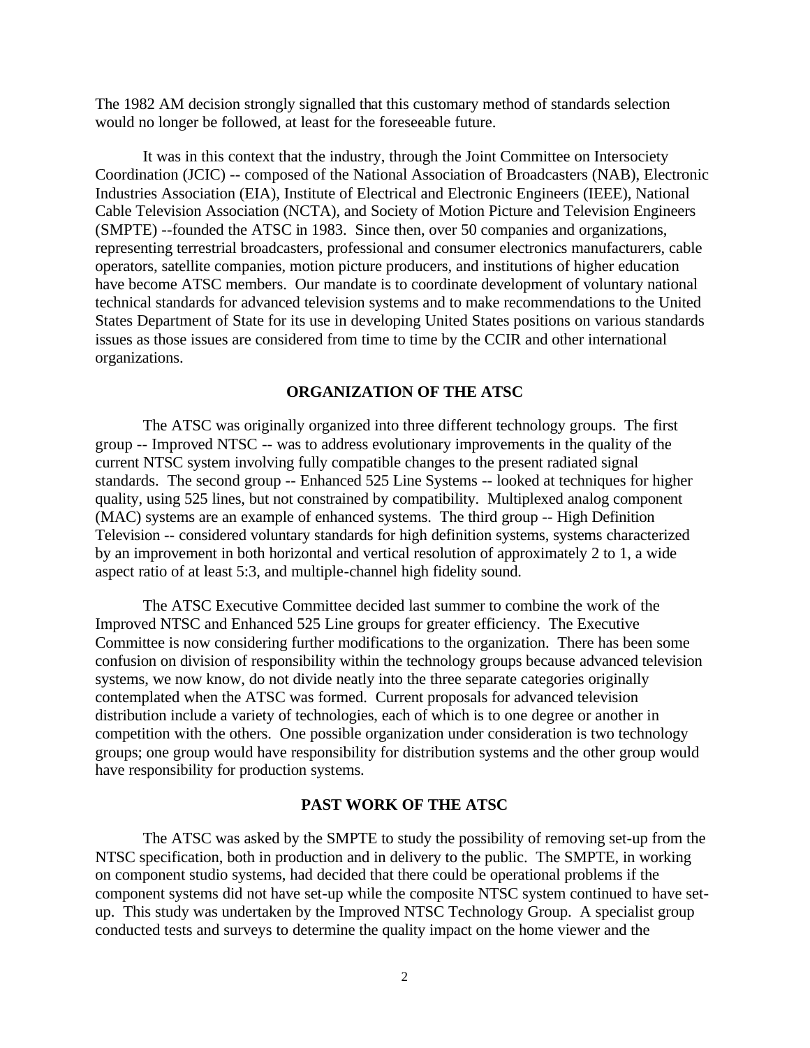The 1982 AM decision strongly signalled that this customary method of standards selection would no longer be followed, at least for the foreseeable future.

It was in this context that the industry, through the Joint Committee on Intersociety Coordination (JCIC) -- composed of the National Association of Broadcasters (NAB), Electronic Industries Association (EIA), Institute of Electrical and Electronic Engineers (IEEE), National Cable Television Association (NCTA), and Society of Motion Picture and Television Engineers (SMPTE) --founded the ATSC in 1983. Since then, over 50 companies and organizations, representing terrestrial broadcasters, professional and consumer electronics manufacturers, cable operators, satellite companies, motion picture producers, and institutions of higher education have become ATSC members. Our mandate is to coordinate development of voluntary national technical standards for advanced television systems and to make recommendations to the United States Department of State for its use in developing United States positions on various standards issues as those issues are considered from time to time by the CCIR and other international organizations.

## ORGANIZATION OF THE ATSC

The ATSC was originally organized into three different technology groups. The first group -- Improved NTSC -- was to address evolutionary improvements in the quality of the current NTSC system involving fully compatible changes to the present radiated signal standards. The second group -- Enhanced 525 Line Systems -- looked at techniques for higher quality, using 525 lines, but not constrained by compatibility. Multiplexed analog component (MAC) systems are an example of enhanced systems. The third group -- High Definition Television -- considered voluntary standards for high definition systems, systems characterized by an improvement in both horizontal and vertical resolution of approximately 2 to 1, a wide aspect ratio of at least 5:3, and multiple-channel high fidelity sound.

The ATSC Executive Committee decided last summer to combine the work of the Improved NTSC and Enhanced 525 Line groups for greater efficiency. The Executive Committee is now considering further modifications to the organization. There has been some confusion on division of responsibility within the technology groups because advanced television systems, we now know, do not divide neatly into the three separate categories originally contemplated when the ATSC was formed. Current proposals for advanced television distribution include a variety of technologies, each of which is to one degree or another in competition with the others. One possible organization under consideration is two technology groups; one group would have responsibility for distribution systems and the other group would have responsibility for production systems.

## PAST WORK OF THE ATSC

The ATSC was asked by the SMPTE to study the possibility of removing set-up from the NTSC specification, both in production and in delivery to the public. The SMPTE, in working on component studio systems, had decided that there could be operational problems if the component systems did not have set-up while the composite NTSC system continued to have set-up. This study was undertaken by the Improved NTSC Technology Group. A specialist group conducted tests and surveys to determine the quality impact on the home viewer and the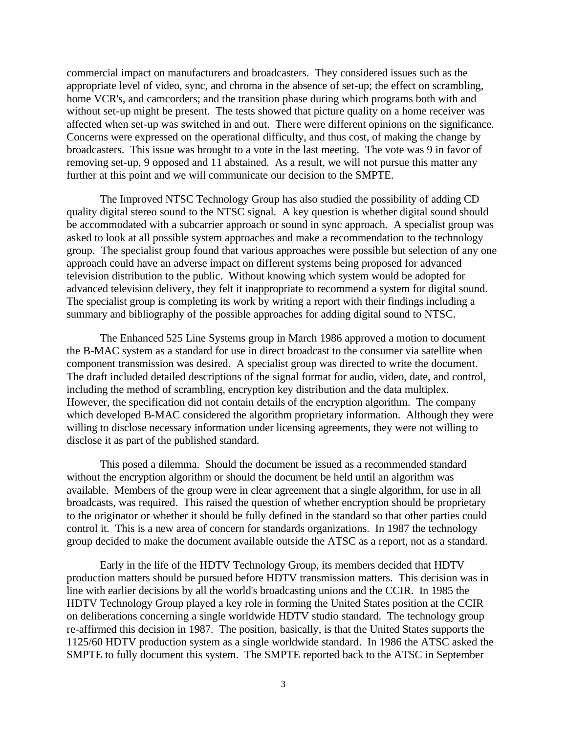commercial impact on manufacturers and broadcasters. They considered issues such as the appropriate level of video, sync, and chroma in the absence of set-up; the effect on scrambling, home VCR's, and camcorders; and the transition phase during which programs both with and without set-up might be present. The tests showed that picture quality on a home receiver was affected when set-up was switched in and out. There were different opinions on the significance. Concerns were expressed on the operational difficulty, and thus cost, of making the change by broadcasters. This issue was brought to a vote in the last meeting. The vote was 9 in favor of removing set-up, 9 opposed and 11 abstained. As a result, we will not pursue this matter any further at this point and we will communicate our decision to the SMPTE.

The Improved NTSC Technology Group has also studied the possibility of adding CD quality digital stereo sound to the NTSC signal. A key question is whether digital sound should be accommodated with a subcarrier approach or sound in sync approach. A specialist group was asked to look at all possible system approaches and make a recommendation to the technology group. The specialist group found that various approaches were possible but selection of any one approach could have an adverse impact on different systems being proposed for advanced television distribution to the public. Without knowing which system would be adopted for advanced television delivery, they felt it inappropriate to recommend a system for digital sound. The specialist group is completing its work by writing a report with their findings including a summary and bibliography of the possible approaches for adding digital sound to NTSC.

The Enhanced 525 Line Systems group in March 1986 approved a motion to document the B-MAC system as a standard for use in direct broadcast to the consumer via satellite when component transmission was desired. A specialist group was directed to write the document. The draft included detailed descriptions of the signal format for audio, video, date, and control, including the method of scrambling, encryption key distribution and the data multiplex. However, the specification did not contain details of the encryption algorithm. The company which developed B-MAC considered the algorithm proprietary information. Although they were willing to disclose necessary information under licensing agreements, they were not willing to disclose it as part of the published standard.

This posed a dilemma. Should the document be issued as a recommended standard without the encryption algorithm or should the document be held until an algorithm was available. Members of the group were in clear agreement that a single algorithm, for use in all broadcasts, was required. This raised the question of whether encryption should be proprietary to the originator or whether it should be fully defined in the standard so that other parties could control it. This is a new area of concern for standards organizations. In 1987 the technology group decided to make the document available outside the ATSC as a report, not as a standard.

Early in the life of the HDTV Technology Group, its members decided that HDTV production matters should be pursued before HDTV transmission matters. This decision was in line with earlier decisions by all the world's broadcasting unions and the CCIR. In 1985 the HDTV Technology Group played a key role in forming the United States position at the CCIR on deliberations concerning a single worldwide HDTV studio standard. The technology group re-affirmed this decision in 1987. The position, basically, is that the United States supports the 1125/60 HDTV production system as a single worldwide standard. In 1986 the ATSC asked the SMPTE to fully document this system. The SMPTE reported back to the ATSC in September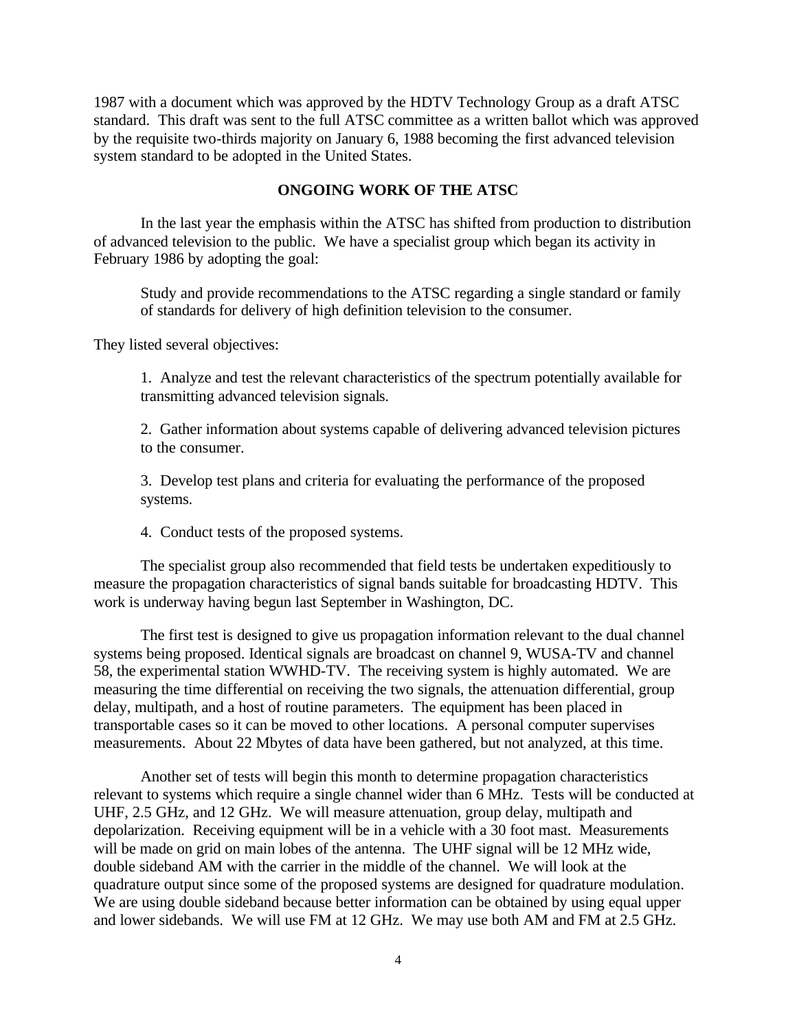1987 with a document which was approved by the HDTV Technology Group as a draft ATSC standard. This draft was sent to the full ATSC committee as a written ballot which was approved by the requisite two-thirds majority on January 6, 1988 becoming the first advanced television system standard to be adopted in the United States.

## ONGOING WORK OF THE ATSC

In the last year the emphasis within the ATSC has shifted from production to distribution of advanced television to the public. We have a specialist group which began its activity in February 1986 by adopting the goal:

> Study and provide recommendations to the ATSC regarding a single standard or family of standards for delivery of high definition television to the consumer.

They listed several objectives:

1. Analyze and test the relevant characteristics of the spectrum potentially available for transmitting advanced television signals.

2. Gather information about systems capable of delivering advanced television pictures to the consumer.

3. Develop test plans and criteria for evaluating the performance of the proposed systems.

4. Conduct tests of the proposed systems.

The specialist group also recommended that field tests be undertaken expeditiously to measure the propagation characteristics of signal bands suitable for broadcasting HDTV. This work is underway having begun last September in Washington, DC.

The first test is designed to give us propagation information relevant to the dual channel systems being proposed. Identical signals are broadcast on channel 9, WUSA-TV and channel 58, the experimental station WWHD-TV. The receiving system is highly automated. We are measuring the time differential on receiving the two signals, the attenuation differential, group delay, multipath, and a host of routine parameters. The equipment has been placed in transportable cases so it can be moved to other locations. A personal computer supervises measurements. About 22 Mbytes of data have been gathered, but not analyzed, at this time.

Another set of tests will begin this month to determine propagation characteristics relevant to systems which require a single channel wider than 6 MHz. Tests will be conducted at UHF, 2.5 GHz, and 12 GHz. We will measure attenuation, group delay, multipath and depolarization. Receiving equipment will be in a vehicle with a 30 foot mast. Measurements will be made on grid on main lobes of the antenna. The UHF signal will be 12 MHz wide, double sideband AM with the carrier in the middle of the channel. We will look at the quadrature output since some of the proposed systems are designed for quadrature modulation. We are using double sideband because better information can be obtained by using equal upper and lower sidebands. We will use FM at 12 GHz. We may use both AM and FM at 2.5 GHz.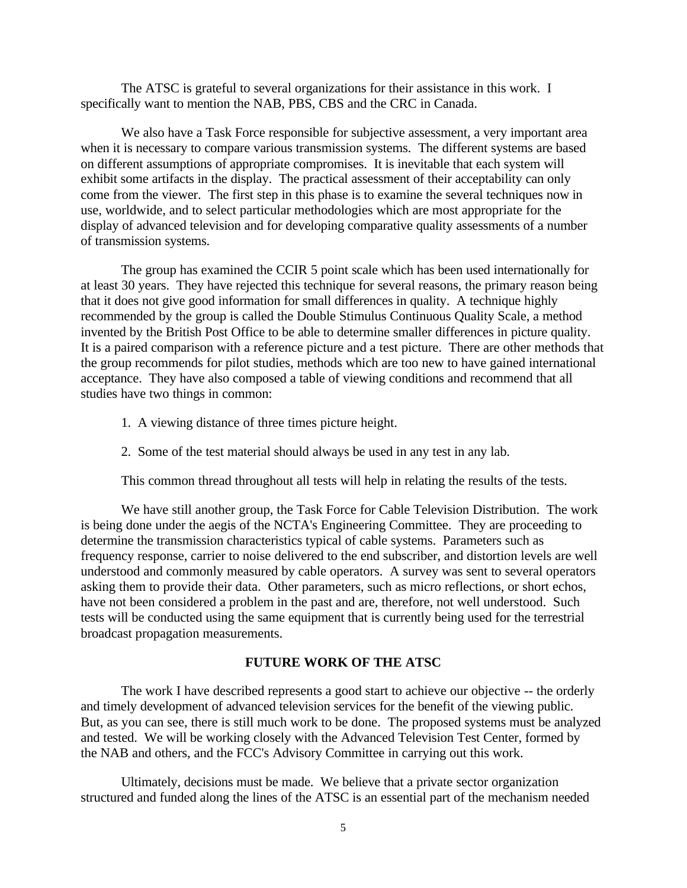The ATSC is grateful to several organizations for their assistance in this work. I specifically want to mention the NAB, PBS, CBS and the CRC in Canada.

We also have a Task Force responsible for subjective assessment, a very important area when it is necessary to compare various transmission systems. The different systems are based on different assumptions of appropriate compromises. It is inevitable that each system will exhibit some artifacts in the display. The practical assessment of their acceptability can only come from the viewer. The first step in this phase is to examine the several techniques now in use, worldwide, and to select particular methodologies which are most appropriate for the display of advanced television and for developing comparative quality assessments of a number of transmission systems.

The group has examined the CCIR 5 point scale which has been used internationally for at least 30 years. They have rejected this technique for several reasons, the primary reason being that it does not give good information for small differences in quality. A technique highly recommended by the group is called the Double Stimulus Continuous Quality Scale, a method invented by the British Post Office to be able to determine smaller differences in picture quality. It is a paired comparison with a reference picture and a test picture. There are other methods that the group recommends for pilot studies, methods which are too new to have gained international acceptance. They have also composed a table of viewing conditions and recommend that all studies have two things in common:

1. A viewing distance of three times picture height.

2. Some of the test material should always be used in any test in any lab.

This common thread throughout all tests will help in relating the results of the tests.

We have still another group, the Task Force for Cable Television Distribution. The work is being done under the aegis of the NCTA's Engineering Committee. They are proceeding to determine the transmission characteristics typical of cable systems. Parameters such as frequency response, carrier to noise delivered to the end subscriber, and distortion levels are well understood and commonly measured by cable operators. A survey was sent to several operators asking them to provide their data. Other parameters, such as micro reflections, or short echos, have not been considered a problem in the past and are, therefore, not well understood. Such tests will be conducted using the same equipment that is currently being used for the terrestrial broadcast propagation measurements.

## FUTURE WORK OF THE ATSC

The work I have described represents a good start to achieve our objective -- the orderly and timely development of advanced television services for the benefit of the viewing public. But, as you can see, there is still much work to be done. The proposed systems must be analyzed and tested. We will be working closely with the Advanced Television Test Center, formed by the NAB and others, and the FCC's Advisory Committee in carrying out this work.

Ultimately, decisions must be made. We believe that a private sector organization structured and funded along the lines of the ATSC is an essential part of the mechanism needed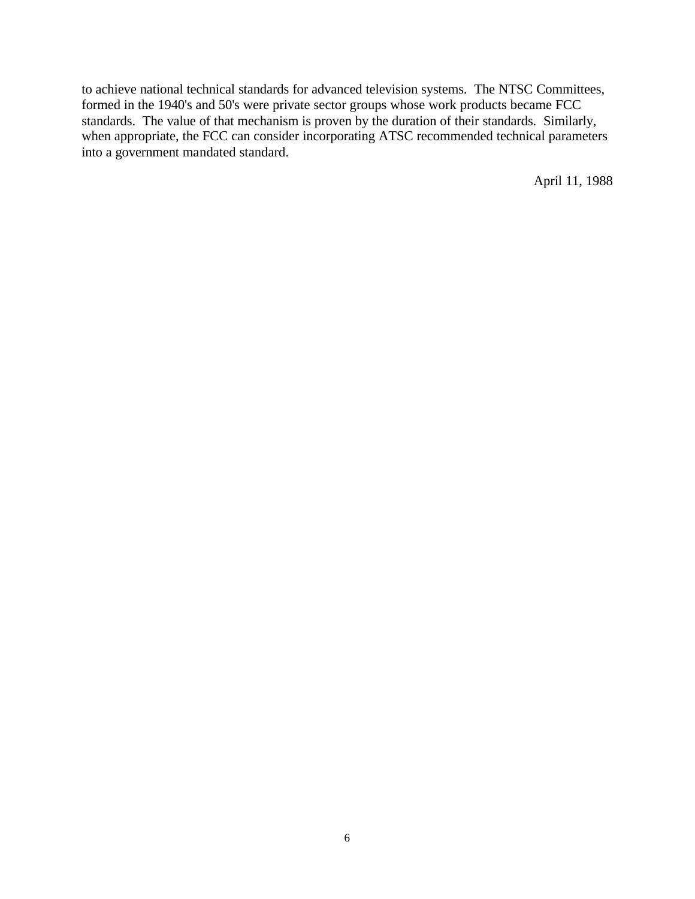to achieve national technical standards for advanced television systems. The NTSC Committees, formed in the 1940's and 50's were private sector groups whose work products became FCC standards. The value of that mechanism is proven by the duration of their standards. Similarly, when appropriate, the FCC can consider incorporating ATSC recommended technical parameters into a government mandated standard.

April 11, 1988